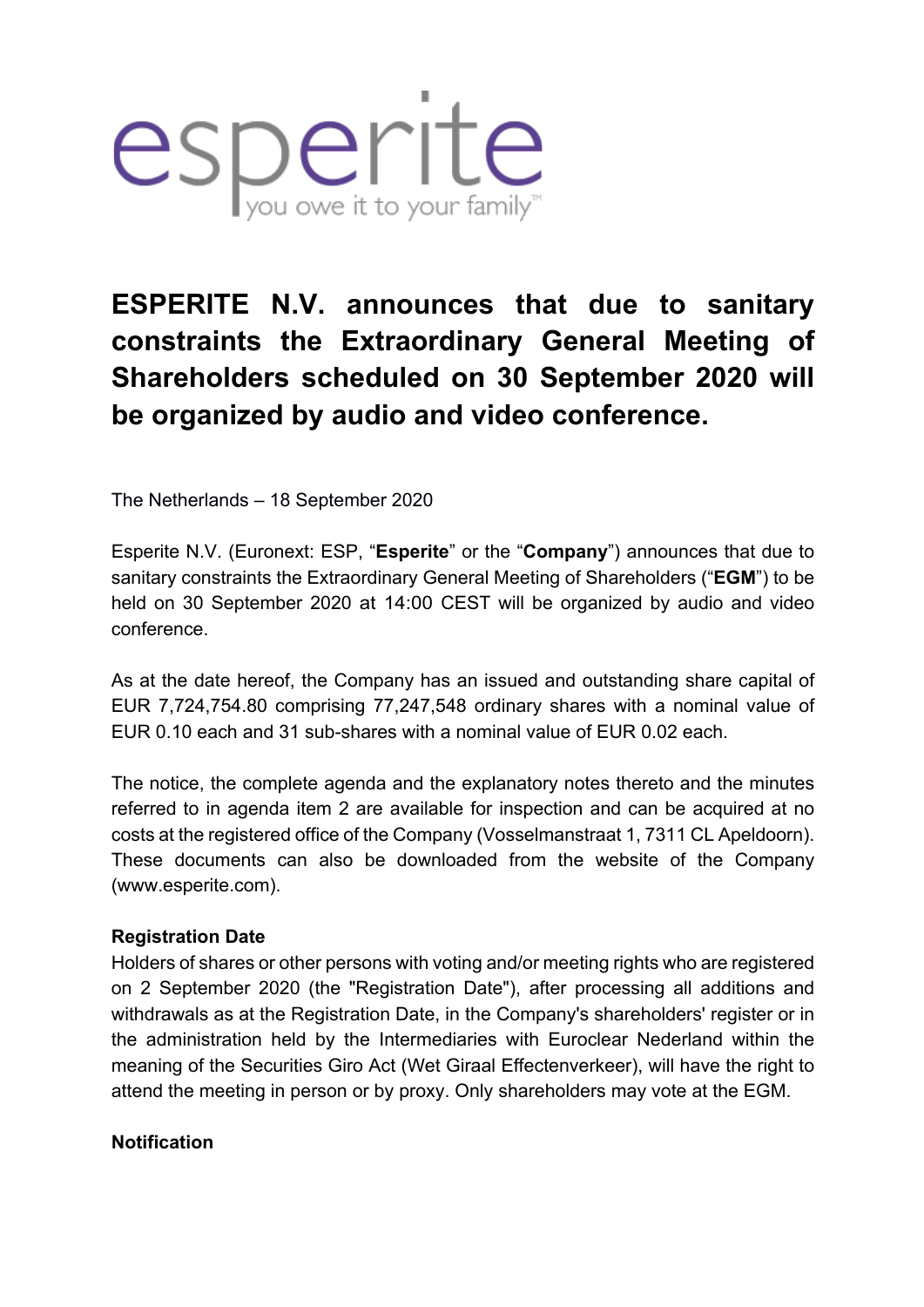esperite

you owe it to your family™

# ESPERITE N.V. announces that due to sanitary constraints the Extraordinary General Meeting of Shareholders scheduled on 30 September 2020 will be organized by audio and video conference.

The Netherlands – 18 September 2020

Esperite N.V. (Euronext: ESP, "**Esperite**" or the "**Company**") announces that due to sanitary constraints the Extraordinary General Meeting of Shareholders ("**EGM**") to be held on 30 September 2020 at 14:00 CEST will be organized by audio and video conference.

As at the date hereof, the Company has an issued and outstanding share capital of EUR 7,724,754.80 comprising 77,247,548 ordinary shares with a nominal value of EUR 0.10 each and 31 sub-shares with a nominal value of EUR 0.02 each.

The notice, the complete agenda and the explanatory notes thereto and the minutes referred to in agenda item 2 are available for inspection and can be acquired at no costs at the registered office of the Company (Vosselmanstraat 1, 7311 CL Apeldoorn). These documents can also be downloaded from the website of the Company (www.esperite.com).

**Registration Date**

Holders of shares or other persons with voting and/or meeting rights who are registered on 2 September 2020 (the "Registration Date"), after processing all additions and withdrawals as at the Registration Date, in the Company's shareholders' register or in the administration held by the Intermediaries with Euroclear Nederland within the meaning of the Securities Giro Act (Wet Giraal Effectenverkeer), will have the right to attend the meeting in person or by proxy. Only shareholders may vote at the EGM.

**Notification**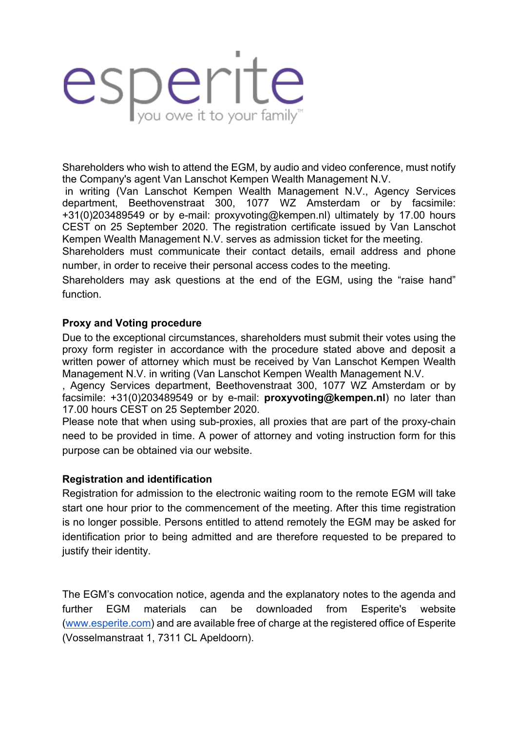Shareholders who wish to attend the EGM, by audio and video conference, must notify the Company's agent Van Lanschot Kempen Wealth Management N.V. in writing (Van Lanschot Kempen Wealth Management N.V., Agency Services department, Beethovenstraat 300, 1077 WZ Amsterdam or by facsimile: +31(0)203489549 or by e-mail: proxyvoting@kempen.nl) ultimately by 17.00 hours CEST on 25 September 2020. The registration certificate issued by Van Lanschot Kempen Wealth Management N.V. serves as admission ticket for the meeting.
Shareholders must communicate their contact details, email address and phone number, in order to receive their personal access codes to the meeting.
Shareholders may ask questions at the end of the EGM, using the "raise hand" function.

**Proxy and Voting procedure**

Due to the exceptional circumstances, shareholders must submit their votes using the proxy form register in accordance with the procedure stated above and deposit a written power of attorney which must be received by Van Lanschot Kempen Wealth Management N.V. in writing (Van Lanschot Kempen Wealth Management N.V., Agency Services department, Beethovenstraat 300, 1077 WZ Amsterdam or by facsimile: +31(0)203489549 or by e-mail: **proxyvoting@kempen.nl**) no later than 17.00 hours CEST on 25 September 2020.
Please note that when using sub-proxies, all proxies that are part of the proxy-chain need to be provided in time. A power of attorney and voting instruction form for this purpose can be obtained via our website.

**Registration and identification**

Registration for admission to the electronic waiting room to the remote EGM will take start one hour prior to the commencement of the meeting. After this time registration is no longer possible. Persons entitled to attend remotely the EGM may be asked for identification prior to being admitted and are therefore requested to be prepared to justify their identity.

The EGM's convocation notice, agenda and the explanatory notes to the agenda and further EGM materials can be downloaded from Esperite's website (www.esperite.com) and are available free of charge at the registered office of Esperite (Vosselmanstraat 1, 7311 CL Apeldoorn).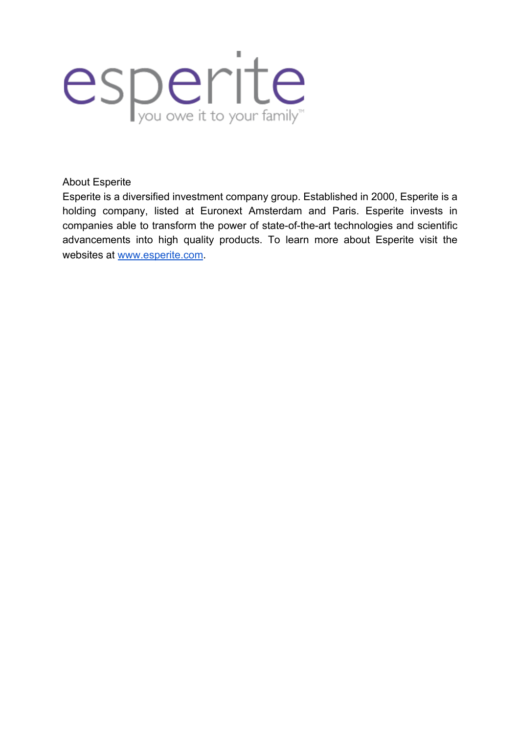esperite

you owe it to your family™

About Esperite

Esperite is a diversified investment company group. Established in 2000, Esperite is a holding company, listed at Euronext Amsterdam and Paris. Esperite invests in companies able to transform the power of state-of-the-art technologies and scientific advancements into high quality products. To learn more about Esperite visit the websites at www.esperite.com.